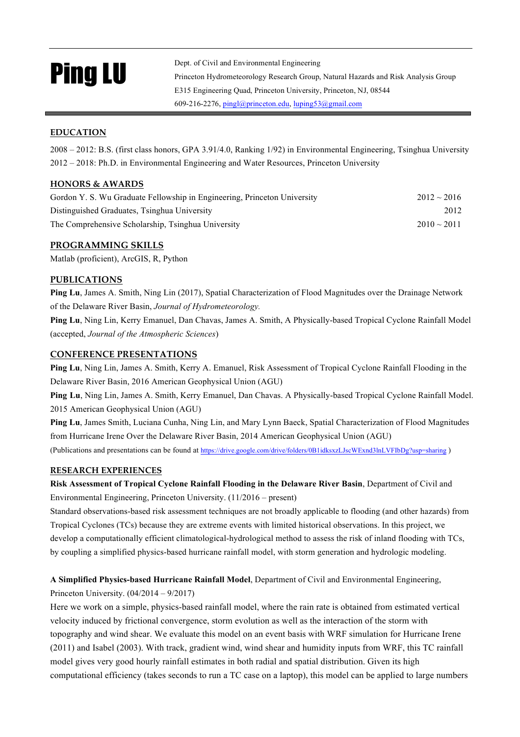# Ping LU

Dept. of Civil and Environmental Engineering
Princeton Hydrometeorology Research Group, Natural Hazards and Risk Analysis Group
E315 Engineering Quad, Princeton University, Princeton, NJ, 08544
609-216-2276, pingl@princeton.edu, luping53@gmail.com

## EDUCATION

2008 – 2012: B.S. (first class honors, GPA 3.91/4.0, Ranking 1/92) in Environmental Engineering, Tsinghua University
2012 – 2018: Ph.D. in Environmental Engineering and Water Resources, Princeton University

## HONORS & AWARDS

| | |
|---|---|
| Gordon Y. S. Wu Graduate Fellowship in Engineering, Princeton University | 2012 ~ 2016 |
| Distinguished Graduates, Tsinghua University | 2012 |
| The Comprehensive Scholarship, Tsinghua University | 2010 ~ 2011 |

## PROGRAMMING SKILLS

Matlab (proficient), ArcGIS, R, Python

## PUBLICATIONS

**Ping Lu**, James A. Smith, Ning Lin (2017), Spatial Characterization of Flood Magnitudes over the Drainage Network of the Delaware River Basin, *Journal of Hydrometeorology.*

**Ping Lu**, Ning Lin, Kerry Emanuel, Dan Chavas, James A. Smith, A Physically-based Tropical Cyclone Rainfall Model (accepted, *Journal of the Atmospheric Sciences*)

## CONFERENCE PRESENTATIONS

**Ping Lu**, Ning Lin, James A. Smith, Kerry A. Emanuel, Risk Assessment of Tropical Cyclone Rainfall Flooding in the Delaware River Basin, 2016 American Geophysical Union (AGU)

**Ping Lu**, Ning Lin, James A. Smith, Kerry Emanuel, Dan Chavas. A Physically-based Tropical Cyclone Rainfall Model. 2015 American Geophysical Union (AGU)

**Ping Lu**, James Smith, Luciana Cunha, Ning Lin, and Mary Lynn Baeck, Spatial Characterization of Flood Magnitudes from Hurricane Irene Over the Delaware River Basin, 2014 American Geophysical Union (AGU)

(Publications and presentations can be found at https://drive.google.com/drive/folders/0B1idksxzLJscWExnd3lnLVFIbDg?usp=sharing )

## RESEARCH EXPERIENCES

**Risk Assessment of Tropical Cyclone Rainfall Flooding in the Delaware River Basin**, Department of Civil and Environmental Engineering, Princeton University. (11/2016 – present)

Standard observations-based risk assessment techniques are not broadly applicable to flooding (and other hazards) from Tropical Cyclones (TCs) because they are extreme events with limited historical observations. In this project, we develop a computationally efficient climatological-hydrological method to assess the risk of inland flooding with TCs, by coupling a simplified physics-based hurricane rainfall model, with storm generation and hydrologic modeling.

**A Simplified Physics-based Hurricane Rainfall Model**, Department of Civil and Environmental Engineering, Princeton University. (04/2014 – 9/2017)

Here we work on a simple, physics-based rainfall model, where the rain rate is obtained from estimated vertical velocity induced by frictional convergence, storm evolution as well as the interaction of the storm with topography and wind shear. We evaluate this model on an event basis with WRF simulation for Hurricane Irene (2011) and Isabel (2003). With track, gradient wind, wind shear and humidity inputs from WRF, this TC rainfall model gives very good hourly rainfall estimates in both radial and spatial distribution. Given its high computational efficiency (takes seconds to run a TC case on a laptop), this model can be applied to large numbers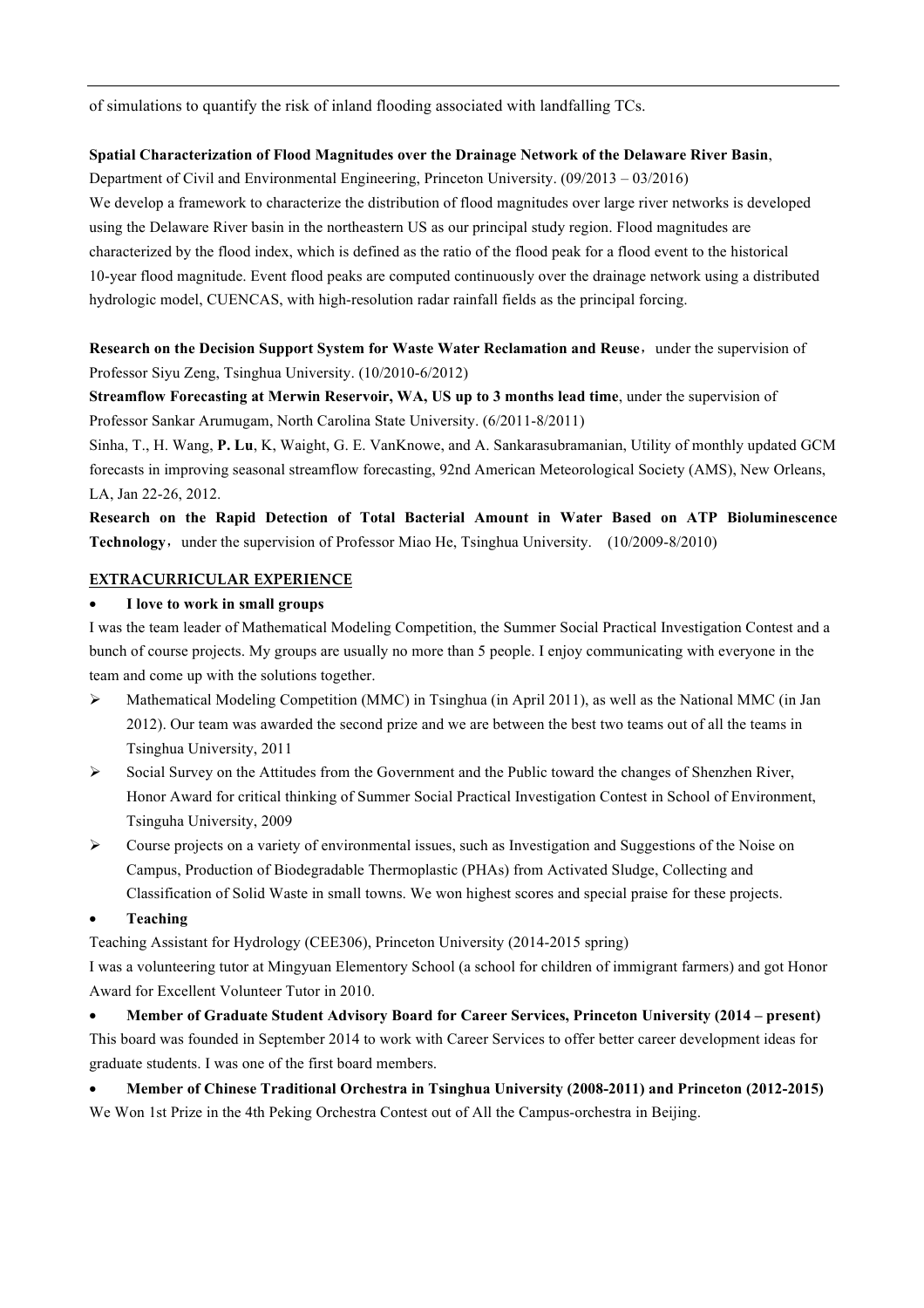of simulations to quantify the risk of inland flooding associated with landfalling TCs.

**Spatial Characterization of Flood Magnitudes over the Drainage Network of the Delaware River Basin**, Department of Civil and Environmental Engineering, Princeton University. (09/2013 – 03/2016)
We develop a framework to characterize the distribution of flood magnitudes over large river networks is developed using the Delaware River basin in the northeastern US as our principal study region. Flood magnitudes are characterized by the flood index, which is defined as the ratio of the flood peak for a flood event to the historical 10-year flood magnitude. Event flood peaks are computed continuously over the drainage network using a distributed hydrologic model, CUENCAS, with high-resolution radar rainfall fields as the principal forcing.

**Research on the Decision Support System for Waste Water Reclamation and Reuse**，under the supervision of Professor Siyu Zeng, Tsinghua University. (10/2010-6/2012)

**Streamflow Forecasting at Merwin Reservoir, WA, US up to 3 months lead time**, under the supervision of Professor Sankar Arumugam, North Carolina State University. (6/2011-8/2011)

Sinha, T., H. Wang, **P. Lu**, K, Waight, G. E. VanKnowe, and A. Sankarasubramanian, Utility of monthly updated GCM forecasts in improving seasonal streamflow forecasting, 92nd American Meteorological Society (AMS), New Orleans, LA, Jan 22-26, 2012.

**Research on the Rapid Detection of Total Bacterial Amount in Water Based on ATP Bioluminescence Technology**，under the supervision of Professor Miao He, Tsinghua University. (10/2009-8/2010)

## EXTRACURRICULAR EXPERIENCE

- **I love to work in small groups**

I was the team leader of Mathematical Modeling Competition, the Summer Social Practical Investigation Contest and a bunch of course projects. My groups are usually no more than 5 people. I enjoy communicating with everyone in the team and come up with the solutions together.

- Mathematical Modeling Competition (MMC) in Tsinghua (in April 2011), as well as the National MMC (in Jan 2012). Our team was awarded the second prize and we are between the best two teams out of all the teams in Tsinghua University, 2011
- Social Survey on the Attitudes from the Government and the Public toward the changes of Shenzhen River, Honor Award for critical thinking of Summer Social Practical Investigation Contest in School of Environment, Tsinguha University, 2009
- Course projects on a variety of environmental issues, such as Investigation and Suggestions of the Noise on Campus, Production of Biodegradable Thermoplastic (PHAs) from Activated Sludge, Collecting and Classification of Solid Waste in small towns. We won highest scores and special praise for these projects.

- **Teaching**

Teaching Assistant for Hydrology (CEE306), Princeton University (2014-2015 spring)

I was a volunteering tutor at Mingyuan Elementory School (a school for children of immigrant farmers) and got Honor Award for Excellent Volunteer Tutor in 2010.

- **Member of Graduate Student Advisory Board for Career Services, Princeton University (2014 – present)**

This board was founded in September 2014 to work with Career Services to offer better career development ideas for graduate students. I was one of the first board members.

- **Member of Chinese Traditional Orchestra in Tsinghua University (2008-2011) and Princeton (2012-2015)**

We Won 1st Prize in the 4th Peking Orchestra Contest out of All the Campus-orchestra in Beijing.